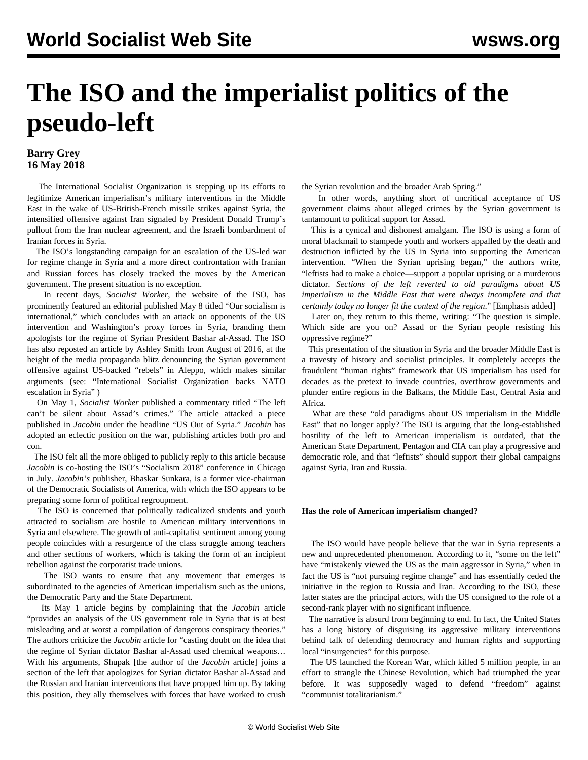# The ISO and the imperialist politics of the pseudo-left

**Barry Grey**
**16 May 2018**

The International Socialist Organization is stepping up its efforts to legitimize American imperialism's military interventions in the Middle East in the wake of US-British-French missile strikes against Syria, the intensified offensive against Iran signaled by President Donald Trump's pullout from the Iran nuclear agreement, and the Israeli bombardment of Iranian forces in Syria.

The ISO's longstanding campaign for an escalation of the US-led war for regime change in Syria and a more direct confrontation with Iranian and Russian forces has closely tracked the moves by the American government. The present situation is no exception.

In recent days, *Socialist Worker*, the website of the ISO, has prominently featured an editorial published May 8 titled "Our socialism is international," which concludes with an attack on opponents of the US intervention and Washington's proxy forces in Syria, branding them apologists for the regime of Syrian President Bashar al-Assad. The ISO has also reposted an article by Ashley Smith from August of 2016, at the height of the media propaganda blitz denouncing the Syrian government offensive against US-backed "rebels" in Aleppo, which makes similar arguments (see: "International Socialist Organization backs NATO escalation in Syria" )

On May 1, *Socialist Worker* published a commentary titled "The left can't be silent about Assad's crimes." The article attacked a piece published in *Jacobin* under the headline "US Out of Syria." *Jacobin* has adopted an eclectic position on the war, publishing articles both pro and con.

The ISO felt all the more obliged to publicly reply to this article because *Jacobin* is co-hosting the ISO's "Socialism 2018" conference in Chicago in July. *Jacobin's* publisher, Bhaskar Sunkara, is a former vice-chairman of the Democratic Socialists of America, with which the ISO appears to be preparing some form of political regroupment.

The ISO is concerned that politically radicalized students and youth attracted to socialism are hostile to American military interventions in Syria and elsewhere. The growth of anti-capitalist sentiment among young people coincides with a resurgence of the class struggle among teachers and other sections of workers, which is taking the form of an incipient rebellion against the corporatist trade unions.

The ISO wants to ensure that any movement that emerges is subordinated to the agencies of American imperialism such as the unions, the Democratic Party and the State Department.

Its May 1 article begins by complaining that the *Jacobin* article "provides an analysis of the US government role in Syria that is at best misleading and at worst a compilation of dangerous conspiracy theories." The authors criticize the *Jacobin* article for "casting doubt on the idea that the regime of Syrian dictator Bashar al-Assad used chemical weapons… With his arguments, Shupak [the author of the *Jacobin* article] joins a section of the left that apologizes for Syrian dictator Bashar al-Assad and the Russian and Iranian interventions that have propped him up. By taking this position, they ally themselves with forces that have worked to crush the Syrian revolution and the broader Arab Spring."

In other words, anything short of uncritical acceptance of US government claims about alleged crimes by the Syrian government is tantamount to political support for Assad.

This is a cynical and dishonest amalgam. The ISO is using a form of moral blackmail to stampede youth and workers appalled by the death and destruction inflicted by the US in Syria into supporting the American intervention. "When the Syrian uprising began," the authors write, "leftists had to make a choice—support a popular uprising or a murderous dictator. *Sections of the left reverted to old paradigms about US imperialism in the Middle East that were always incomplete and that certainly today no longer fit the context of the region*." [Emphasis added]

Later on, they return to this theme, writing: "The question is simple. Which side are you on? Assad or the Syrian people resisting his oppressive regime?"

This presentation of the situation in Syria and the broader Middle East is a travesty of history and socialist principles. It completely accepts the fraudulent "human rights" framework that US imperialism has used for decades as the pretext to invade countries, overthrow governments and plunder entire regions in the Balkans, the Middle East, Central Asia and Africa.

What are these "old paradigms about US imperialism in the Middle East" that no longer apply? The ISO is arguing that the long-established hostility of the left to American imperialism is outdated, that the American State Department, Pentagon and CIA can play a progressive and democratic role, and that "leftists" should support their global campaigns against Syria, Iran and Russia.

### Has the role of American imperialism changed?

The ISO would have people believe that the war in Syria represents a new and unprecedented phenomenon. According to it, "some on the left" have "mistakenly viewed the US as the main aggressor in Syria," when in fact the US is "not pursuing regime change" and has essentially ceded the initiative in the region to Russia and Iran. According to the ISO, these latter states are the principal actors, with the US consigned to the role of a second-rank player with no significant influence.

The narrative is absurd from beginning to end. In fact, the United States has a long history of disguising its aggressive military interventions behind talk of defending democracy and human rights and supporting local "insurgencies" for this purpose.

The US launched the Korean War, which killed 5 million people, in an effort to strangle the Chinese Revolution, which had triumphed the year before. It was supposedly waged to defend "freedom" against "communist totalitarianism."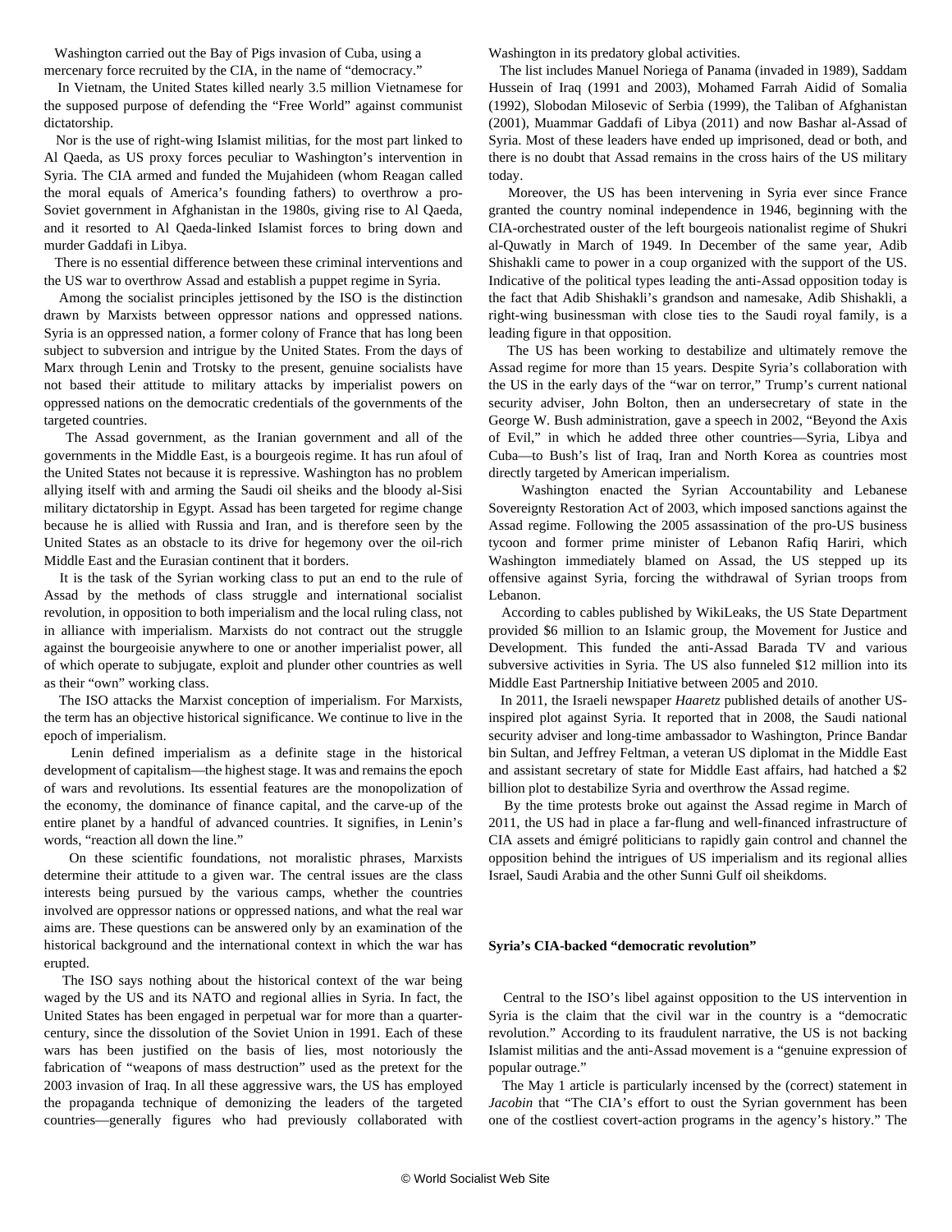Washington carried out the Bay of Pigs invasion of Cuba, using a mercenary force recruited by the CIA, in the name of "democracy."

In Vietnam, the United States killed nearly 3.5 million Vietnamese for the supposed purpose of defending the "Free World" against communist dictatorship.

Nor is the use of right-wing Islamist militias, for the most part linked to Al Qaeda, as US proxy forces peculiar to Washington's intervention in Syria. The CIA armed and funded the Mujahideen (whom Reagan called the moral equals of America's founding fathers) to overthrow a pro-Soviet government in Afghanistan in the 1980s, giving rise to Al Qaeda, and it resorted to Al Qaeda-linked Islamist forces to bring down and murder Gaddafi in Libya.

There is no essential difference between these criminal interventions and the US war to overthrow Assad and establish a puppet regime in Syria.

Among the socialist principles jettisoned by the ISO is the distinction drawn by Marxists between oppressor nations and oppressed nations. Syria is an oppressed nation, a former colony of France that has long been subject to subversion and intrigue by the United States. From the days of Marx through Lenin and Trotsky to the present, genuine socialists have not based their attitude to military attacks by imperialist powers on oppressed nations on the democratic credentials of the governments of the targeted countries.

The Assad government, as the Iranian government and all of the governments in the Middle East, is a bourgeois regime. It has run afoul of the United States not because it is repressive. Washington has no problem allying itself with and arming the Saudi oil sheiks and the bloody al-Sisi military dictatorship in Egypt. Assad has been targeted for regime change because he is allied with Russia and Iran, and is therefore seen by the United States as an obstacle to its drive for hegemony over the oil-rich Middle East and the Eurasian continent that it borders.

It is the task of the Syrian working class to put an end to the rule of Assad by the methods of class struggle and international socialist revolution, in opposition to both imperialism and the local ruling class, not in alliance with imperialism. Marxists do not contract out the struggle against the bourgeoisie anywhere to one or another imperialist power, all of which operate to subjugate, exploit and plunder other countries as well as their "own" working class.

The ISO attacks the Marxist conception of imperialism. For Marxists, the term has an objective historical significance. We continue to live in the epoch of imperialism.

Lenin defined imperialism as a definite stage in the historical development of capitalism—the highest stage. It was and remains the epoch of wars and revolutions. Its essential features are the monopolization of the economy, the dominance of finance capital, and the carve-up of the entire planet by a handful of advanced countries. It signifies, in Lenin's words, "reaction all down the line."

On these scientific foundations, not moralistic phrases, Marxists determine their attitude to a given war. The central issues are the class interests being pursued by the various camps, whether the countries involved are oppressor nations or oppressed nations, and what the real war aims are. These questions can be answered only by an examination of the historical background and the international context in which the war has erupted.

The ISO says nothing about the historical context of the war being waged by the US and its NATO and regional allies in Syria. In fact, the United States has been engaged in perpetual war for more than a quarter-century, since the dissolution of the Soviet Union in 1991. Each of these wars has been justified on the basis of lies, most notoriously the fabrication of "weapons of mass destruction" used as the pretext for the 2003 invasion of Iraq. In all these aggressive wars, the US has employed the propaganda technique of demonizing the leaders of the targeted countries—generally figures who had previously collaborated with Washington in its predatory global activities.

The list includes Manuel Noriega of Panama (invaded in 1989), Saddam Hussein of Iraq (1991 and 2003), Mohamed Farrah Aidid of Somalia (1992), Slobodan Milosevic of Serbia (1999), the Taliban of Afghanistan (2001), Muammar Gaddafi of Libya (2011) and now Bashar al-Assad of Syria. Most of these leaders have ended up imprisoned, dead or both, and there is no doubt that Assad remains in the cross hairs of the US military today.

Moreover, the US has been intervening in Syria ever since France granted the country nominal independence in 1946, beginning with the CIA-orchestrated ouster of the left bourgeois nationalist regime of Shukri al-Quwatly in March of 1949. In December of the same year, Adib Shishakli came to power in a coup organized with the support of the US. Indicative of the political types leading the anti-Assad opposition today is the fact that Adib Shishakli's grandson and namesake, Adib Shishakli, a right-wing businessman with close ties to the Saudi royal family, is a leading figure in that opposition.

The US has been working to destabilize and ultimately remove the Assad regime for more than 15 years. Despite Syria's collaboration with the US in the early days of the "war on terror," Trump's current national security adviser, John Bolton, then an undersecretary of state in the George W. Bush administration, gave a speech in 2002, "Beyond the Axis of Evil," in which he added three other countries—Syria, Libya and Cuba—to Bush's list of Iraq, Iran and North Korea as countries most directly targeted by American imperialism.

Washington enacted the Syrian Accountability and Lebanese Sovereignty Restoration Act of 2003, which imposed sanctions against the Assad regime. Following the 2005 assassination of the pro-US business tycoon and former prime minister of Lebanon Rafiq Hariri, which Washington immediately blamed on Assad, the US stepped up its offensive against Syria, forcing the withdrawal of Syrian troops from Lebanon.

According to cables published by WikiLeaks, the US State Department provided $6 million to an Islamic group, the Movement for Justice and Development. This funded the anti-Assad Barada TV and various subversive activities in Syria. The US also funneled $12 million into its Middle East Partnership Initiative between 2005 and 2010.

In 2011, the Israeli newspaper *Haaretz* published details of another US-inspired plot against Syria. It reported that in 2008, the Saudi national security adviser and long-time ambassador to Washington, Prince Bandar bin Sultan, and Jeffrey Feltman, a veteran US diplomat in the Middle East and assistant secretary of state for Middle East affairs, had hatched a $2 billion plot to destabilize Syria and overthrow the Assad regime.

By the time protests broke out against the Assad regime in March of 2011, the US had in place a far-flung and well-financed infrastructure of CIA assets and émigré politicians to rapidly gain control and channel the opposition behind the intrigues of US imperialism and its regional allies Israel, Saudi Arabia and the other Sunni Gulf oil sheikdoms.

**Syria's CIA-backed "democratic revolution"**

Central to the ISO's libel against opposition to the US intervention in Syria is the claim that the civil war in the country is a "democratic revolution." According to its fraudulent narrative, the US is not backing Islamist militias and the anti-Assad movement is a "genuine expression of popular outrage."

The May 1 article is particularly incensed by the (correct) statement in *Jacobin* that "The CIA's effort to oust the Syrian government has been one of the costliest covert-action programs in the agency's history." The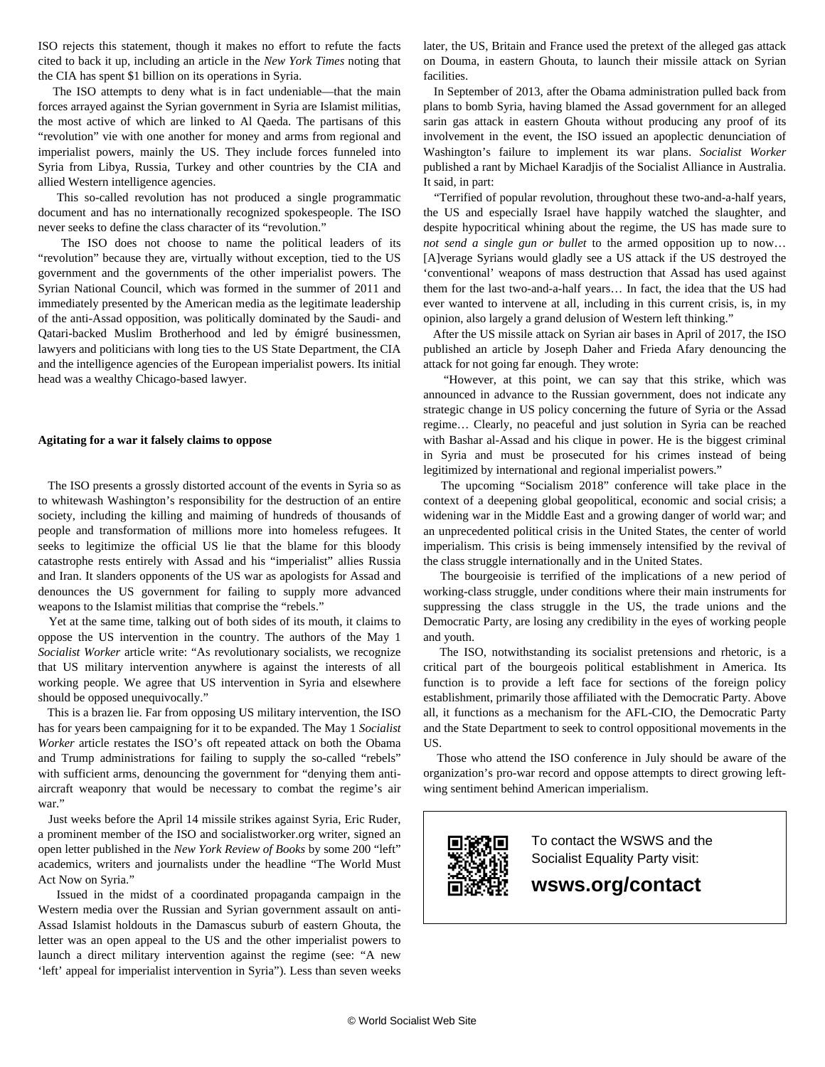ISO rejects this statement, though it makes no effort to refute the facts cited to back it up, including an article in the *New York Times* noting that the CIA has spent $1 billion on its operations in Syria.

The ISO attempts to deny what is in fact undeniable—that the main forces arrayed against the Syrian government in Syria are Islamist militias, the most active of which are linked to Al Qaeda. The partisans of this "revolution" vie with one another for money and arms from regional and imperialist powers, mainly the US. They include forces funneled into Syria from Libya, Russia, Turkey and other countries by the CIA and allied Western intelligence agencies.

This so-called revolution has not produced a single programmatic document and has no internationally recognized spokespeople. The ISO never seeks to define the class character of its "revolution."

The ISO does not choose to name the political leaders of its "revolution" because they are, virtually without exception, tied to the US government and the governments of the other imperialist powers. The Syrian National Council, which was formed in the summer of 2011 and immediately presented by the American media as the legitimate leadership of the anti-Assad opposition, was politically dominated by the Saudi- and Qatari-backed Muslim Brotherhood and led by émigré businessmen, lawyers and politicians with long ties to the US State Department, the CIA and the intelligence agencies of the European imperialist powers. Its initial head was a wealthy Chicago-based lawyer.

**Agitating for a war it falsely claims to oppose**

The ISO presents a grossly distorted account of the events in Syria so as to whitewash Washington's responsibility for the destruction of an entire society, including the killing and maiming of hundreds of thousands of people and transformation of millions more into homeless refugees. It seeks to legitimize the official US lie that the blame for this bloody catastrophe rests entirely with Assad and his "imperialist" allies Russia and Iran. It slanders opponents of the US war as apologists for Assad and denounces the US government for failing to supply more advanced weapons to the Islamist militias that comprise the "rebels."

Yet at the same time, talking out of both sides of its mouth, it claims to oppose the US intervention in the country. The authors of the May 1 *Socialist Worker* article write: "As revolutionary socialists, we recognize that US military intervention anywhere is against the interests of all working people. We agree that US intervention in Syria and elsewhere should be opposed unequivocally."

This is a brazen lie. Far from opposing US military intervention, the ISO has for years been campaigning for it to be expanded. The May 1 *Socialist Worker* article restates the ISO's oft repeated attack on both the Obama and Trump administrations for failing to supply the so-called "rebels" with sufficient arms, denouncing the government for "denying them anti-aircraft weaponry that would be necessary to combat the regime's air war."

Just weeks before the April 14 missile strikes against Syria, Eric Ruder, a prominent member of the ISO and socialistworker.org writer, signed an open letter published in the *New York Review of Books* by some 200 "left" academics, writers and journalists under the headline "The World Must Act Now on Syria."

Issued in the midst of a coordinated propaganda campaign in the Western media over the Russian and Syrian government assault on anti-Assad Islamist holdouts in the Damascus suburb of eastern Ghouta, the letter was an open appeal to the US and the other imperialist powers to launch a direct military intervention against the regime (see: "A new 'left' appeal for imperialist intervention in Syria"). Less than seven weeks later, the US, Britain and France used the pretext of the alleged gas attack on Douma, in eastern Ghouta, to launch their missile attack on Syrian facilities.

In September of 2013, after the Obama administration pulled back from plans to bomb Syria, having blamed the Assad government for an alleged sarin gas attack in eastern Ghouta without producing any proof of its involvement in the event, the ISO issued an apoplectic denunciation of Washington's failure to implement its war plans. *Socialist Worker* published a rant by Michael Karadjis of the Socialist Alliance in Australia. It said, in part:

"Terrified of popular revolution, throughout these two-and-a-half years, the US and especially Israel have happily watched the slaughter, and despite hypocritical whining about the regime, the US has made sure to *not send a single gun or bullet* to the armed opposition up to now… [A]verage Syrians would gladly see a US attack if the US destroyed the 'conventional' weapons of mass destruction that Assad has used against them for the last two-and-a-half years… In fact, the idea that the US had ever wanted to intervene at all, including in this current crisis, is, in my opinion, also largely a grand delusion of Western left thinking."

After the US missile attack on Syrian air bases in April of 2017, the ISO published an article by Joseph Daher and Frieda Afary denouncing the attack for not going far enough. They wrote:

"However, at this point, we can say that this strike, which was announced in advance to the Russian government, does not indicate any strategic change in US policy concerning the future of Syria or the Assad regime… Clearly, no peaceful and just solution in Syria can be reached with Bashar al-Assad and his clique in power. He is the biggest criminal in Syria and must be prosecuted for his crimes instead of being legitimized by international and regional imperialist powers."

The upcoming "Socialism 2018" conference will take place in the context of a deepening global geopolitical, economic and social crisis; a widening war in the Middle East and a growing danger of world war; and an unprecedented political crisis in the United States, the center of world imperialism. This crisis is being immensely intensified by the revival of the class struggle internationally and in the United States.

The bourgeoisie is terrified of the implications of a new period of working-class struggle, under conditions where their main instruments for suppressing the class struggle in the US, the trade unions and the Democratic Party, are losing any credibility in the eyes of working people and youth.

The ISO, notwithstanding its socialist pretensions and rhetoric, is a critical part of the bourgeois political establishment in America. Its function is to provide a left face for sections of the foreign policy establishment, primarily those affiliated with the Democratic Party. Above all, it functions as a mechanism for the AFL-CIO, the Democratic Party and the State Department to seek to control oppositional movements in the US.

Those who attend the ISO conference in July should be aware of the organization's pro-war record and oppose attempts to direct growing left-wing sentiment behind American imperialism.

To contact the WSWS and the Socialist Equality Party visit:

**wsws.org/contact**